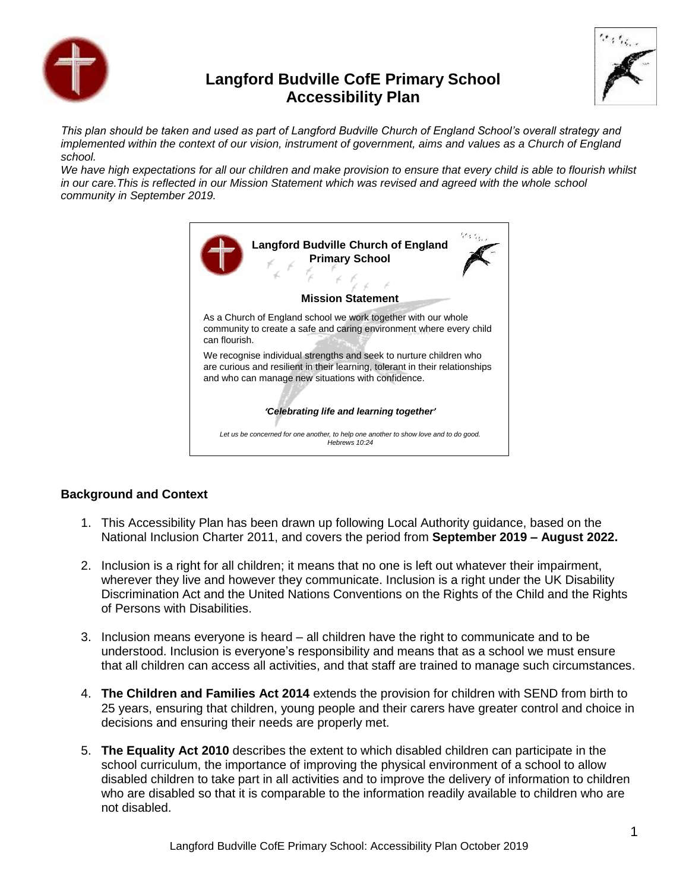# Langford Budville CofE Primary School Accessibility Plan

*This plan should be taken and used as part of Langford Budville Church of England School's overall strategy and implemented within the context of our vision, instrument of government, aims and values as a Church of England school.*

*We have high expectations for all our children and make provision to ensure that every child is able to flourish whilst in our care.This is reflected in our Mission Statement which was revised and agreed with the whole school community in September 2019.*

**Langford Budville Church of England Primary School**

**Mission Statement**

As a Church of England school we work together with our whole community to create a safe and caring environment where every child can flourish.

We recognise individual strengths and seek to nurture children who are curious and resilient in their learning, tolerant in their relationships and who can manage new situations with confidence.

***'Celebrating life and learning together'***

*Let us be concerned for one another, to help one another to show love and to do good. Hebrews 10:24*

## Background and Context

1. This Accessibility Plan has been drawn up following Local Authority guidance, based on the National Inclusion Charter 2011, and covers the period from **September 2019 – August 2022.**

2. Inclusion is a right for all children; it means that no one is left out whatever their impairment, wherever they live and however they communicate. Inclusion is a right under the UK Disability Discrimination Act and the United Nations Conventions on the Rights of the Child and the Rights of Persons with Disabilities.

3. Inclusion means everyone is heard – all children have the right to communicate and to be understood. Inclusion is everyone's responsibility and means that as a school we must ensure that all children can access all activities, and that staff are trained to manage such circumstances.

4. **The Children and Families Act 2014** extends the provision for children with SEND from birth to 25 years, ensuring that children, young people and their carers have greater control and choice in decisions and ensuring their needs are properly met.

5. **The Equality Act 2010** describes the extent to which disabled children can participate in the school curriculum, the importance of improving the physical environment of a school to allow disabled children to take part in all activities and to improve the delivery of information to children who are disabled so that it is comparable to the information readily available to children who are not disabled.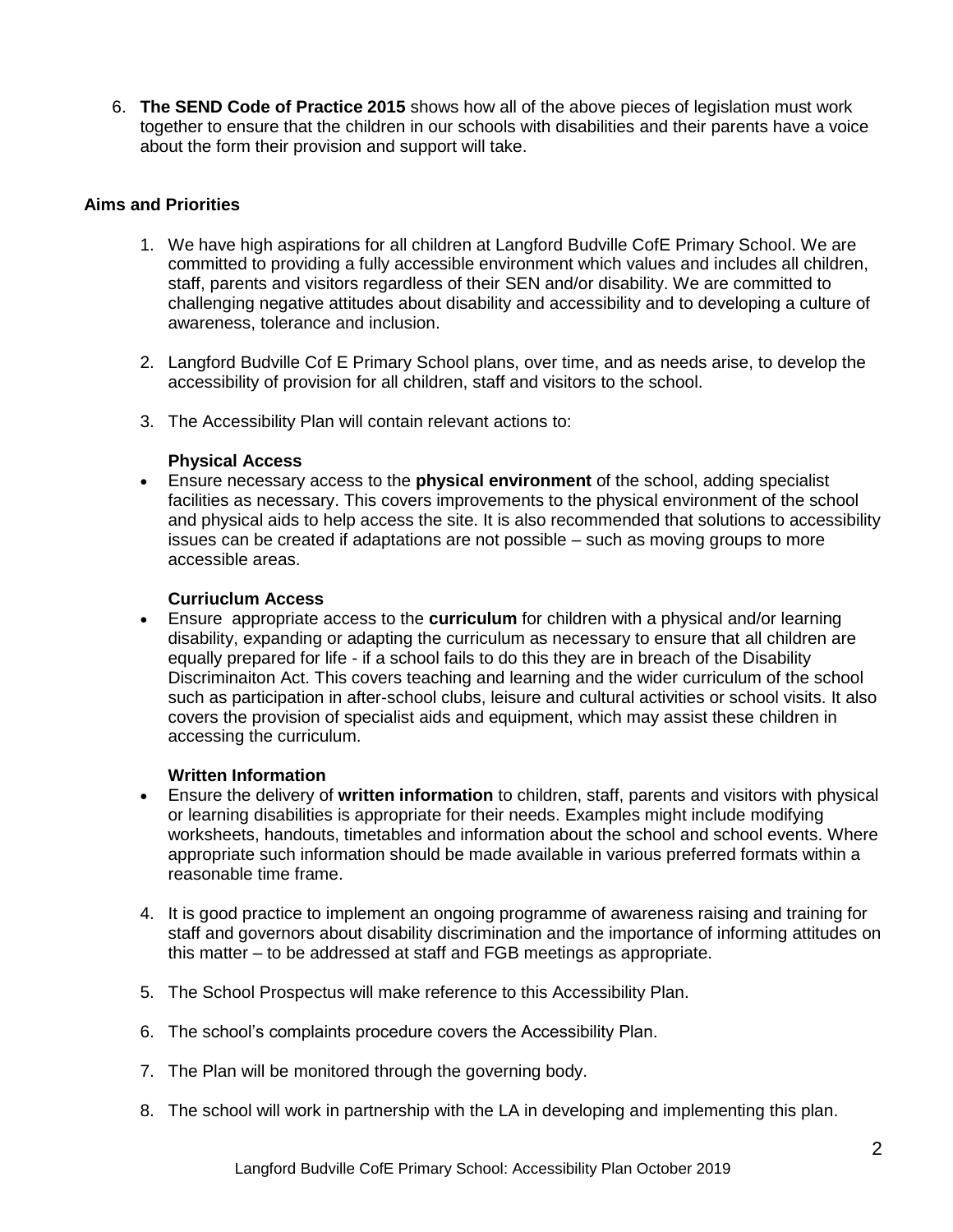6. **The SEND Code of Practice 2015** shows how all of the above pieces of legislation must work together to ensure that the children in our schools with disabilities and their parents have a voice about the form their provision and support will take.

**Aims and Priorities**

1. We have high aspirations for all children at Langford Budville CofE Primary School. We are committed to providing a fully accessible environment which values and includes all children, staff, parents and visitors regardless of their SEN and/or disability. We are committed to challenging negative attitudes about disability and accessibility and to developing a culture of awareness, tolerance and inclusion.

2. Langford Budville Cof E Primary School plans, over time, and as needs arise, to develop the accessibility of provision for all children, staff and visitors to the school.

3. The Accessibility Plan will contain relevant actions to:

   **Physical Access**

   - Ensure necessary access to the **physical environment** of the school, adding specialist facilities as necessary. This covers improvements to the physical environment of the school and physical aids to help access the site. It is also recommended that solutions to accessibility issues can be created if adaptations are not possible – such as moving groups to more accessible areas.

   **Curriuclum Access**

   - Ensure appropriate access to the **curriculum** for children with a physical and/or learning disability, expanding or adapting the curriculum as necessary to ensure that all children are equally prepared for life - if a school fails to do this they are in breach of the Disability Discriminaiton Act. This covers teaching and learning and the wider curriculum of the school such as participation in after-school clubs, leisure and cultural activities or school visits. It also covers the provision of specialist aids and equipment, which may assist these children in accessing the curriculum.

   **Written Information**

   - Ensure the delivery of **written information** to children, staff, parents and visitors with physical or learning disabilities is appropriate for their needs. Examples might include modifying worksheets, handouts, timetables and information about the school and school events. Where appropriate such information should be made available in various preferred formats within a reasonable time frame.

4. It is good practice to implement an ongoing programme of awareness raising and training for staff and governors about disability discrimination and the importance of informing attitudes on this matter – to be addressed at staff and FGB meetings as appropriate.

5. The School Prospectus will make reference to this Accessibility Plan.

6. The school's complaints procedure covers the Accessibility Plan.

7. The Plan will be monitored through the governing body.

8. The school will work in partnership with the LA in developing and implementing this plan.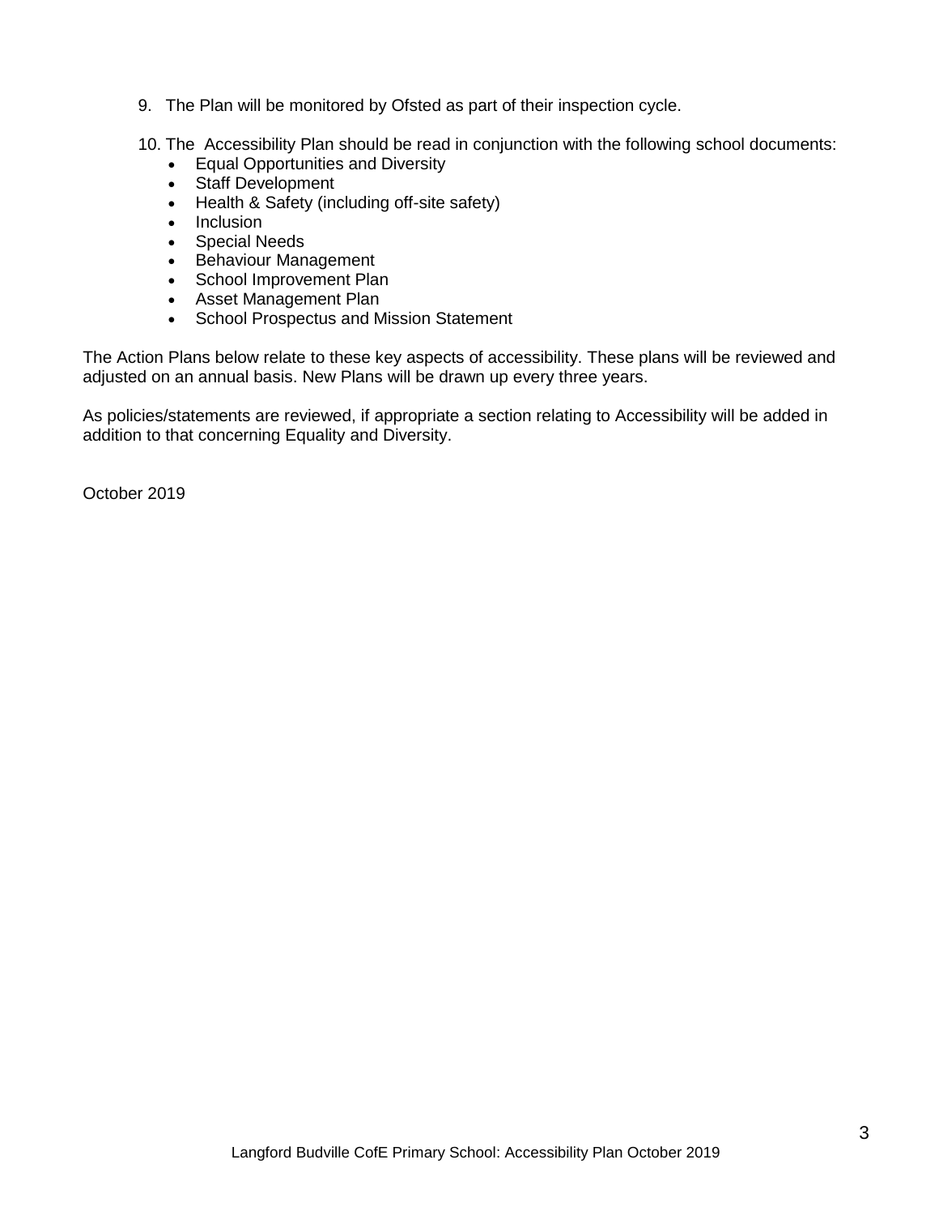9. The Plan will be monitored by Ofsted as part of their inspection cycle.

10. The Accessibility Plan should be read in conjunction with the following school documents:
    - Equal Opportunities and Diversity
    - Staff Development
    - Health & Safety (including off-site safety)
    - Inclusion
    - Special Needs
    - Behaviour Management
    - School Improvement Plan
    - Asset Management Plan
    - School Prospectus and Mission Statement

The Action Plans below relate to these key aspects of accessibility. These plans will be reviewed and adjusted on an annual basis. New Plans will be drawn up every three years.

As policies/statements are reviewed, if appropriate a section relating to Accessibility will be added in addition to that concerning Equality and Diversity.

October 2019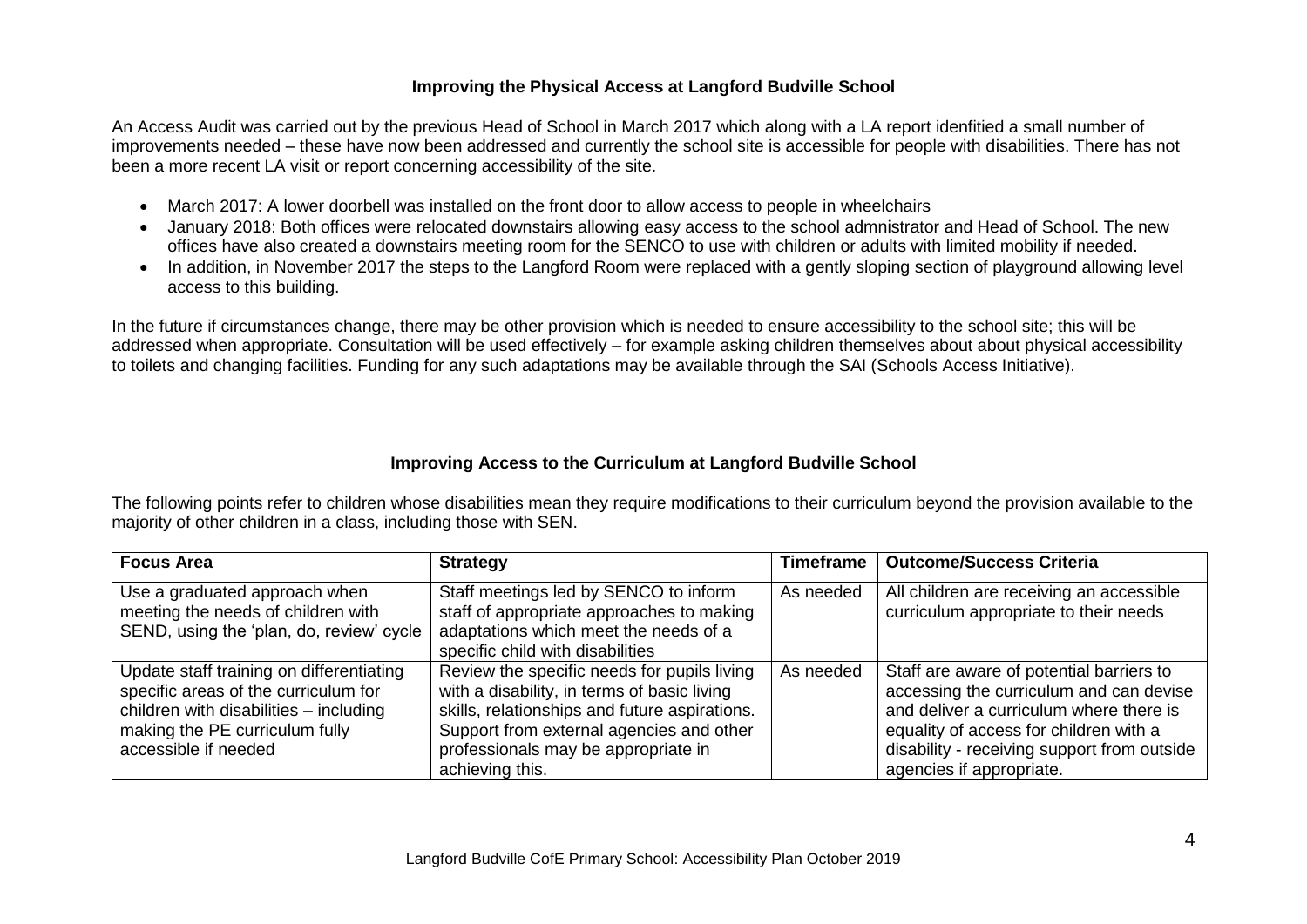### Improving the Physical Access at Langford Budville School

An Access Audit was carried out by the previous Head of School in March 2017 which along with a LA report idenfitied a small number of improvements needed – these have now been addressed and currently the school site is accessible for people with disabilities. There has not been a more recent LA visit or report concerning accessibility of the site.

- March 2017: A lower doorbell was installed on the front door to allow access to people in wheelchairs
- January 2018: Both offices were relocated downstairs allowing easy access to the school admnistrator and Head of School. The new offices have also created a downstairs meeting room for the SENCO to use with children or adults with limited mobility if needed.
- In addition, in November 2017 the steps to the Langford Room were replaced with a gently sloping section of playground allowing level access to this building.

In the future if circumstances change, there may be other provision which is needed to ensure accessibility to the school site; this will be addressed when appropriate. Consultation will be used effectively – for example asking children themselves about about physical accessibility to toilets and changing facilities. Funding for any such adaptations may be available through the SAI (Schools Access Initiative).

### Improving Access to the Curriculum at Langford Budville School

The following points refer to children whose disabilities mean they require modifications to their curriculum beyond the provision available to the majority of other children in a class, including those with SEN.

| Focus Area | Strategy | Timeframe | Outcome/Success Criteria |
|---|---|---|---|
| Use a graduated approach when meeting the needs of children with SEND, using the 'plan, do, review' cycle | Staff meetings led by SENCO to inform staff of appropriate approaches to making adaptations which meet the needs of a specific child with disabilities | As needed | All children are receiving an accessible curriculum appropriate to their needs |
| Update staff training on differentiating specific areas of the curriculum for children with disabilities – including making the PE curriculum fully accessible if needed | Review the specific needs for pupils living with a disability, in terms of basic living skills, relationships and future aspirations. Support from external agencies and other professionals may be appropriate in achieving this. | As needed | Staff are aware of potential barriers to accessing the curriculum and can devise and deliver a curriculum where there is equality of access for children with a disability - receiving support from outside agencies if appropriate. |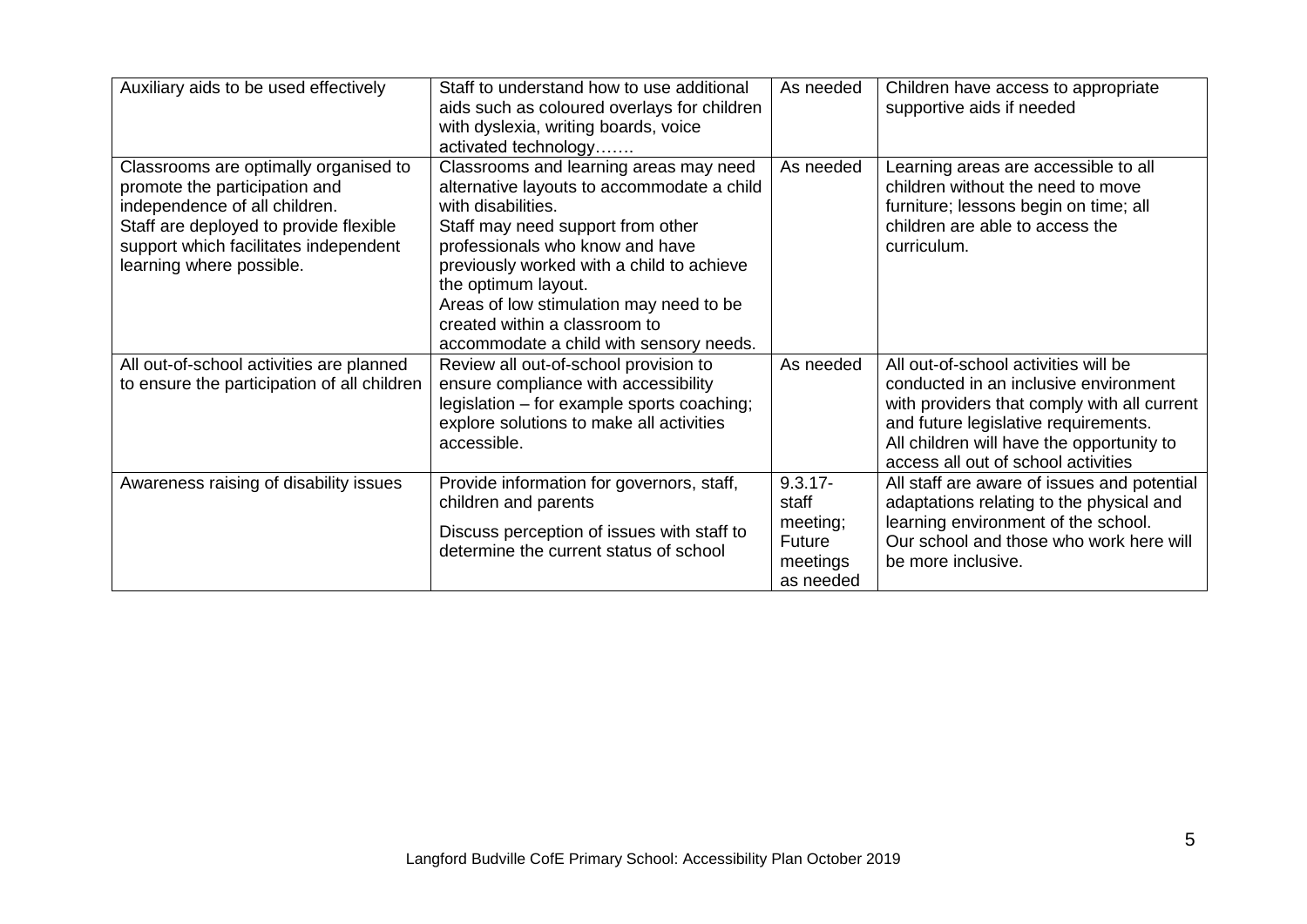| Auxiliary aids to be used effectively | Staff to understand how to use additional aids such as coloured overlays for children with dyslexia, writing boards, voice activated technology……. | As needed | Children have access to appropriate supportive aids if needed |
|---|---|---|---|
| Classrooms are optimally organised to promote the participation and independence of all children.<br>Staff are deployed to provide flexible support which facilitates independent learning where possible. | Classrooms and learning areas may need alternative layouts to accommodate a child with disabilities.<br>Staff may need support from other professionals who know and have previously worked with a child to achieve the optimum layout.<br>Areas of low stimulation may need to be created within a classroom to accommodate a child with sensory needs. | As needed | Learning areas are accessible to all children without the need to move furniture; lessons begin on time; all children are able to access the curriculum. |
| All out-of-school activities are planned to ensure the participation of all children | Review all out-of-school provision to ensure compliance with accessibility legislation – for example sports coaching; explore solutions to make all activities accessible. | As needed | All out-of-school activities will be conducted in an inclusive environment with providers that comply with all current and future legislative requirements.<br>All children will have the opportunity to access all out of school activities |
| Awareness raising of disability issues | Provide information for governors, staff, children and parents<br>Discuss perception of issues with staff to determine the current status of school | 9.3.17- staff meeting; Future meetings as needed | All staff are aware of issues and potential adaptations relating to the physical and learning environment of the school.<br>Our school and those who work here will be more inclusive. |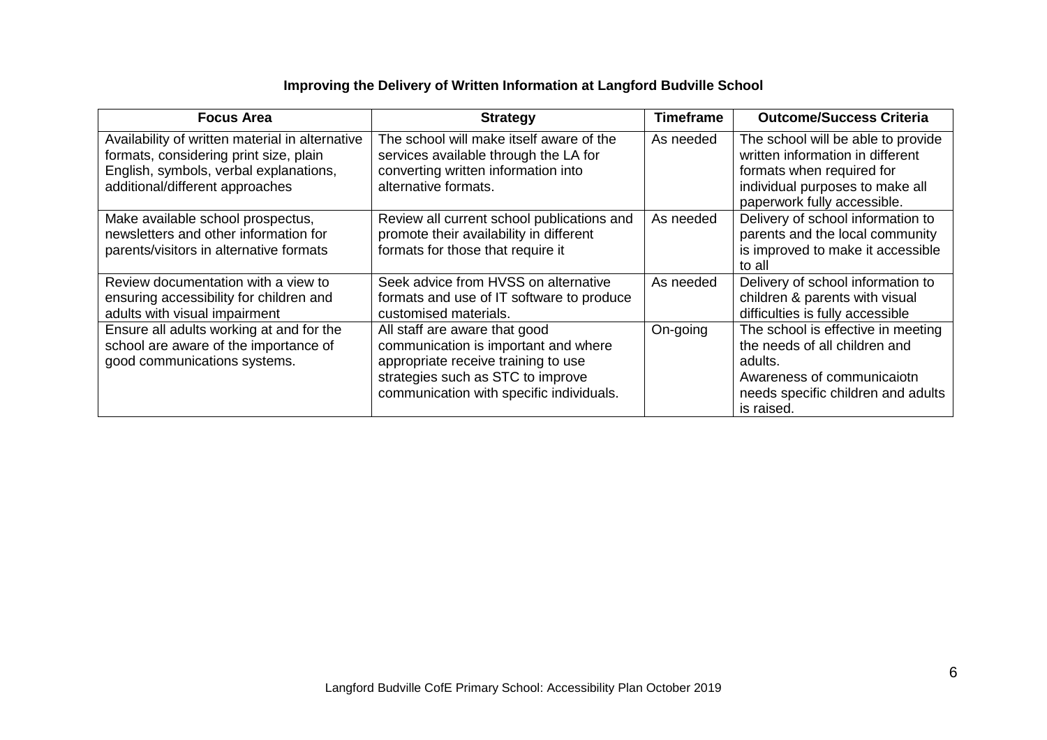**Improving the Delivery of Written Information at Langford Budville School**

| Focus Area | Strategy | Timeframe | Outcome/Success Criteria |
|---|---|---|---|
| Availability of written material in alternative formats, considering print size, plain English, symbols, verbal explanations, additional/different approaches | The school will make itself aware of the services available through the LA for converting written information into alternative formats. | As needed | The school will be able to provide written information in different formats when required for individual purposes to make all paperwork fully accessible. |
| Make available school prospectus, newsletters and other information for parents/visitors in alternative formats | Review all current school publications and promote their availability in different formats for those that require it | As needed | Delivery of school information to parents and the local community is improved to make it accessible to all |
| Review documentation with a view to ensuring accessibility for children and adults with visual impairment | Seek advice from HVSS on alternative formats and use of IT software to produce customised materials. | As needed | Delivery of school information to children & parents with visual difficulties is fully accessible |
| Ensure all adults working at and for the school are aware of the importance of good communications systems. | All staff are aware that good communication is important and where appropriate receive training to use strategies such as STC to improve communication with specific individuals. | On-going | The school is effective in meeting the needs of all children and adults.<br>Awareness of communicaiotn needs specific children and adults is raised. |